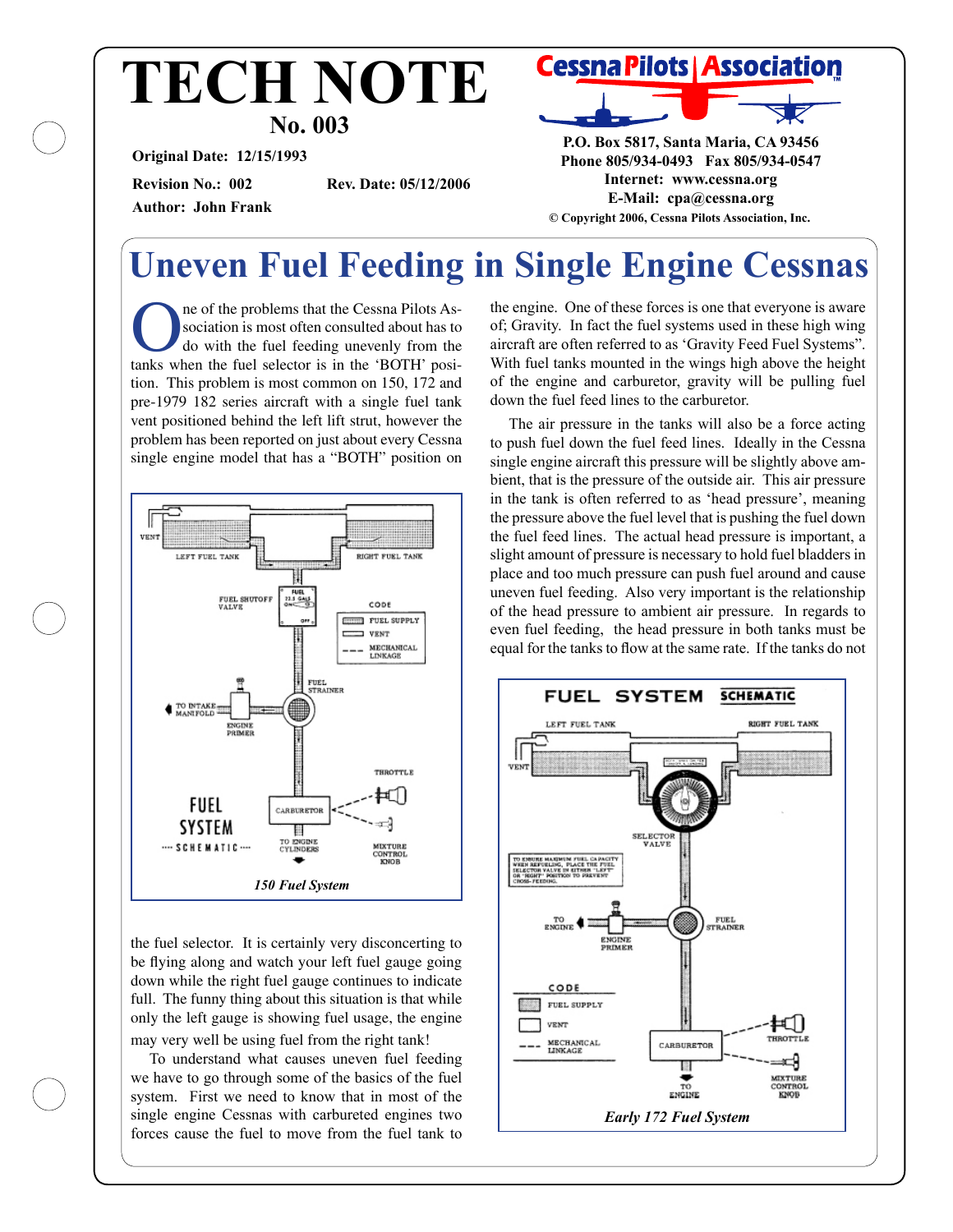# TECH NOTE

**No. 003**

**Original Date: 12/15/1993**

**Revision No.: 002** **Rev. Date: 05/12/2006**

**Author: John Frank**

**Cessna Pilots Association**

**P.O. Box 5817, Santa Maria, CA 93456**
**Phone 805/934-0493 Fax 805/934-0547**
**Internet: www.cessna.org**
**E-Mail: cpa@cessna.org**
**© Copyright 2006, Cessna Pilots Association, Inc.**

# Uneven Fuel Feeding in Single Engine Cessnas

One of the problems that the Cessna Pilots Association is most often consulted about has to do with the fuel feeding unevenly from the tanks when the fuel selector is in the 'BOTH' position. This problem is most common on 150, 172 and pre-1979 182 series aircraft with a single fuel tank vent positioned behind the left lift strut, however the problem has been reported on just about every Cessna single engine model that has a "BOTH" position on the fuel selector. It is certainly very disconcerting to be flying along and watch your left fuel gauge going down while the right fuel gauge continues to indicate full. The funny thing about this situation is that while only the left gauge is showing fuel usage, the engine may very well be using fuel from the right tank!

*150 Fuel System*

To understand what causes uneven fuel feeding we have to go through some of the basics of the fuel system. First we need to know that in most of the single engine Cessnas with carbureted engines two forces cause the fuel to move from the fuel tank to the engine. One of these forces is one that everyone is aware of; Gravity. In fact the fuel systems used in these high wing aircraft are often referred to as 'Gravity Feed Fuel Systems". With fuel tanks mounted in the wings high above the height of the engine and carburetor, gravity will be pulling fuel down the fuel feed lines to the carburetor.

The air pressure in the tanks will also be a force acting to push fuel down the fuel feed lines. Ideally in the Cessna single engine aircraft this pressure will be slightly above ambient, that is the pressure of the outside air. This air pressure in the tank is often referred to as 'head pressure', meaning the pressure above the fuel level that is pushing the fuel down the fuel feed lines. The actual head pressure is important, a slight amount of pressure is necessary to hold fuel bladders in place and too much pressure can push fuel around and cause uneven fuel feeding. Also very important is the relationship of the head pressure to ambient air pressure. In regards to even fuel feeding, the head pressure in both tanks must be equal for the tanks to flow at the same rate. If the tanks do not

*Early 172 Fuel System*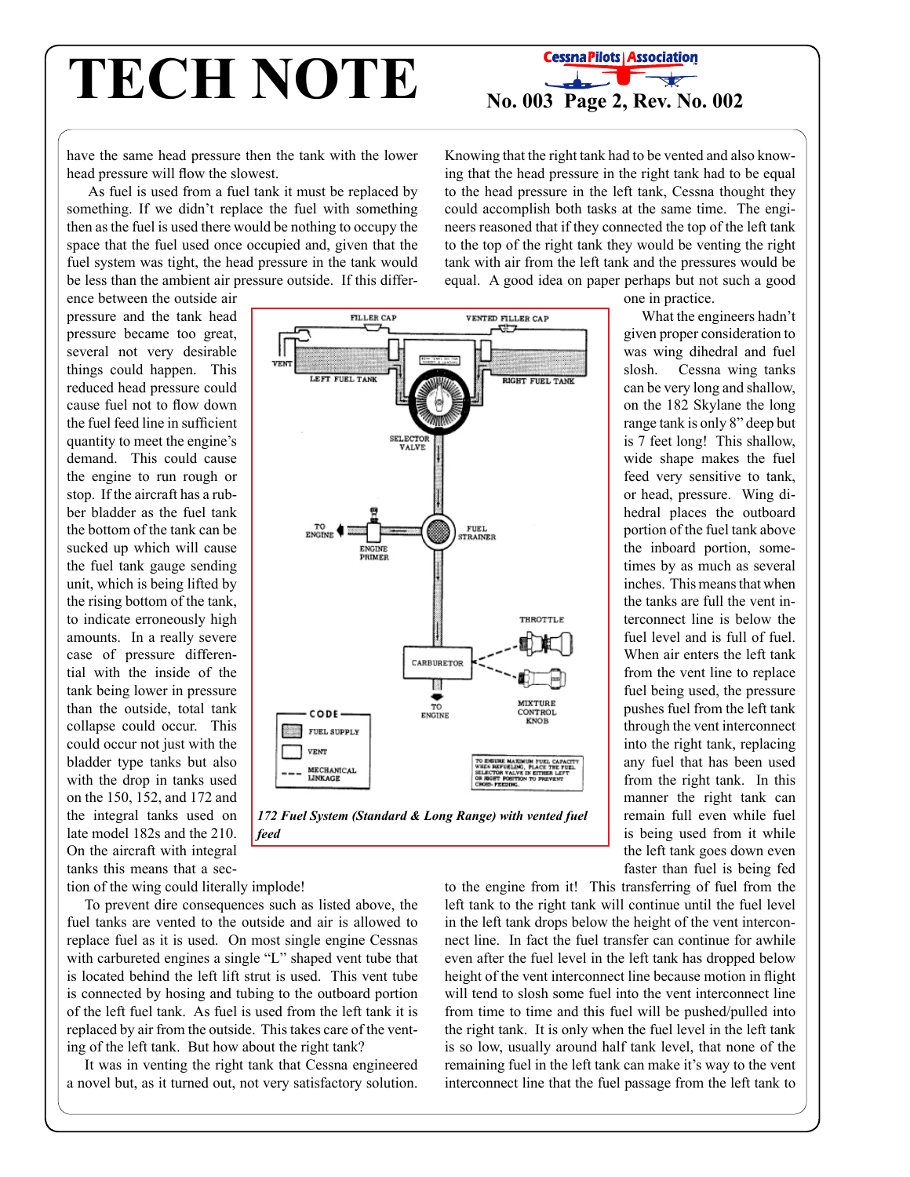have the same head pressure then the tank with the lower head pressure will flow the slowest.

As fuel is used from a fuel tank it must be replaced by something. If we didn't replace the fuel with something then as the fuel is used there would be nothing to occupy the space that the fuel used once occupied and, given that the fuel system was tight, the head pressure in the tank would be less than the ambient air pressure outside. If this difference between the outside air pressure and the tank head pressure became too great, several not very desirable things could happen. This reduced head pressure could cause fuel not to flow down the fuel feed line in sufficient quantity to meet the engine's demand. This could cause the engine to run rough or stop. If the aircraft has a rubber bladder as the fuel tank the bottom of the tank can be sucked up which will cause the fuel tank gauge sending unit, which is being lifted by the rising bottom of the tank, to indicate erroneously high amounts. In a really severe case of pressure differential with the inside of the tank being lower in pressure than the outside, total tank collapse could occur. This could occur not just with the bladder type tanks but also with the drop in tanks used on the 150, 152, and 172 and the integral tanks used on late model 182s and the 210. On the aircraft with integral tanks this means that a section of the wing could literally implode!

*172 Fuel System (Standard & Long Range) with vented fuel feed*

To prevent dire consequences such as listed above, the fuel tanks are vented to the outside and air is allowed to replace fuel as it is used. On most single engine Cessnas with carbureted engines a single "L" shaped vent tube that is located behind the left lift strut is used. This vent tube is connected by hosing and tubing to the outboard portion of the left fuel tank. As fuel is used from the left tank it is replaced by air from the outside. This takes care of the venting of the left tank. But how about the right tank?

It was in venting the right tank that Cessna engineered a novel but, as it turned out, not very satisfactory solution. Knowing that the right tank had to be vented and also knowing that the head pressure in the right tank had to be equal to the head pressure in the left tank, Cessna thought they could accomplish both tasks at the same time. The engineers reasoned that if they connected the top of the left tank to the top of the right tank they would be venting the right tank with air from the left tank and the pressures would be equal. A good idea on paper perhaps but not such a good one in practice.

What the engineers hadn't given proper consideration to was wing dihedral and fuel slosh. Cessna wing tanks can be very long and shallow, on the 182 Skylane the long range tank is only 8" deep but is 7 feet long! This shallow, wide shape makes the fuel feed very sensitive to tank, or head, pressure. Wing dihedral places the outboard portion of the fuel tank above the inboard portion, sometimes by as much as several inches. This means that when the tanks are full the vent interconnect line is below the fuel level and is full of fuel. When air enters the left tank from the vent line to replace fuel being used, the pressure pushes fuel from the left tank through the vent interconnect into the right tank, replacing any fuel that has been used from the right tank. In this manner the right tank can remain full even while fuel is being used from it while the left tank goes down even faster than fuel is being fed to the engine from it! This transferring of fuel from the left tank to the right tank will continue until the fuel level in the left tank drops below the height of the vent interconnect line. In fact the fuel transfer can continue for awhile even after the fuel level in the left tank has dropped below height of the vent interconnect line because motion in flight will tend to slosh some fuel into the vent interconnect line from time to time and this fuel will be pushed/pulled into the right tank. It is only when the fuel level in the left tank is so low, usually around half tank level, that none of the remaining fuel in the left tank can make it's way to the vent interconnect line that the fuel passage from the left tank to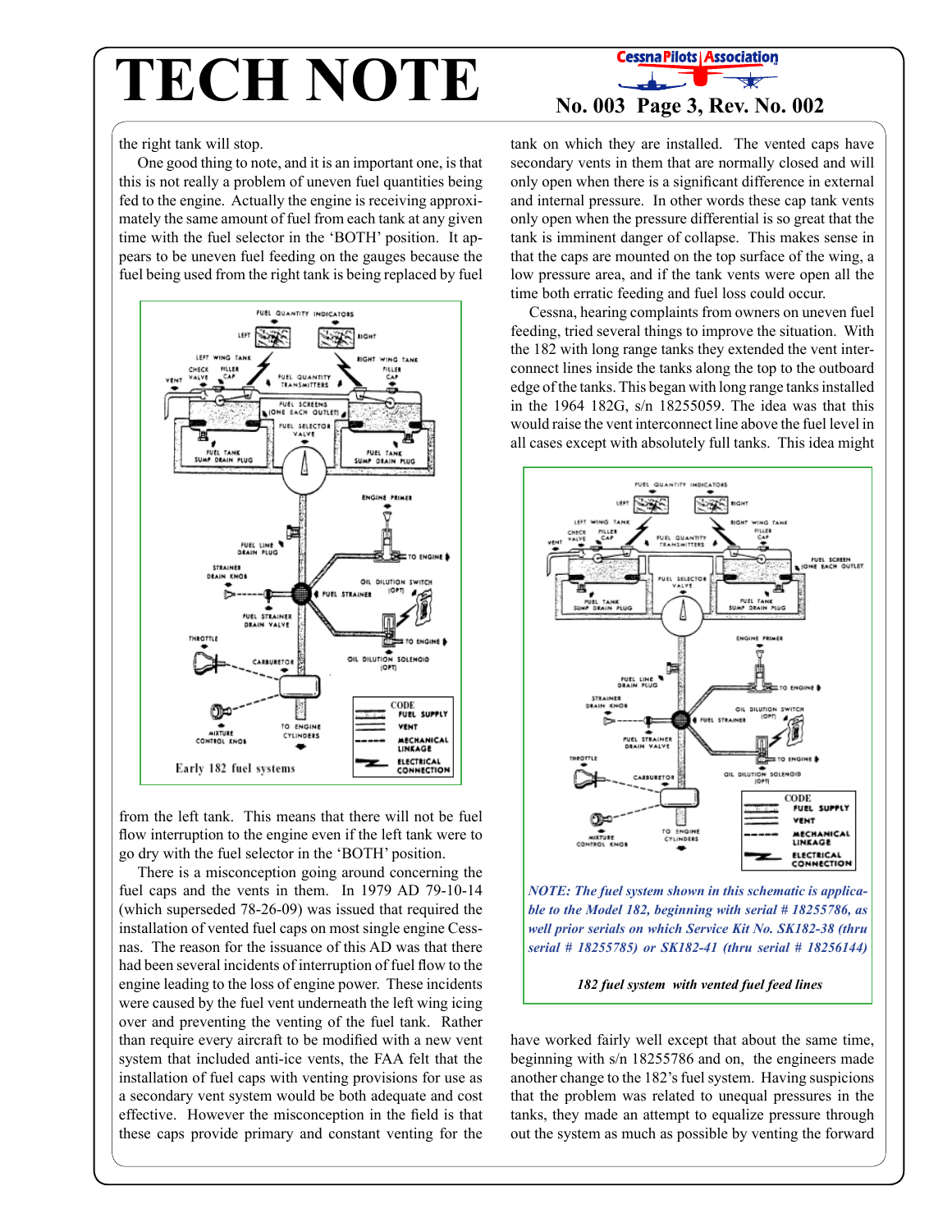the right tank will stop.

One good thing to note, and it is an important one, is that this is not really a problem of uneven fuel quantities being fed to the engine. Actually the engine is receiving approximately the same amount of fuel from each tank at any given time with the fuel selector in the 'BOTH' position. It appears to be uneven fuel feeding on the gauges because the fuel being used from the right tank is being replaced by fuel from the left tank. This means that there will not be fuel flow interruption to the engine even if the left tank were to go dry with the fuel selector in the 'BOTH' position.

Early 182 fuel systems

There is a misconception going around concerning the fuel caps and the vents in them. In 1979 AD 79-10-14 (which superseded 78-26-09) was issued that required the installation of vented fuel caps on most single engine Cessnas. The reason for the issuance of this AD was that there had been several incidents of interruption of fuel flow to the engine leading to the loss of engine power. These incidents were caused by the fuel vent underneath the left wing icing over and preventing the venting of the fuel tank. Rather than require every aircraft to be modified with a new vent system that included anti-ice vents, the FAA felt that the installation of fuel caps with venting provisions for use as a secondary vent system would be both adequate and cost effective. However the misconception in the field is that these caps provide primary and constant venting for the tank on which they are installed. The vented caps have secondary vents in them that are normally closed and will only open when there is a significant difference in external and internal pressure. In other words these cap tank vents only open when the pressure differential is so great that the tank is imminent danger of collapse. This makes sense in that the caps are mounted on the top surface of the wing, a low pressure area, and if the tank vents were open all the time both erratic feeding and fuel loss could occur.

Cessna, hearing complaints from owners on uneven fuel feeding, tried several things to improve the situation. With the 182 with long range tanks they extended the vent interconnect lines inside the tanks along the top to the outboard edge of the tanks. This began with long range tanks installed in the 1964 182G, s/n 18255059. The idea was that this would raise the vent interconnect line above the fuel level in all cases except with absolutely full tanks. This idea might have worked fairly well except that about the same time, beginning with s/n 18255786 and on, the engineers made another change to the 182's fuel system. Having suspicions that the problem was related to unequal pressures in the tanks, they made an attempt to equalize pressure through out the system as much as possible by venting the forward

*NOTE: The fuel system shown in this schematic is applicable to the Model 182, beginning with serial # 18255786, as well prior serials on which Service Kit No. SK182-38 (thru serial # 18255785) or SK182-41 (thru serial # 18256144)*

*182 fuel system with vented fuel feed lines*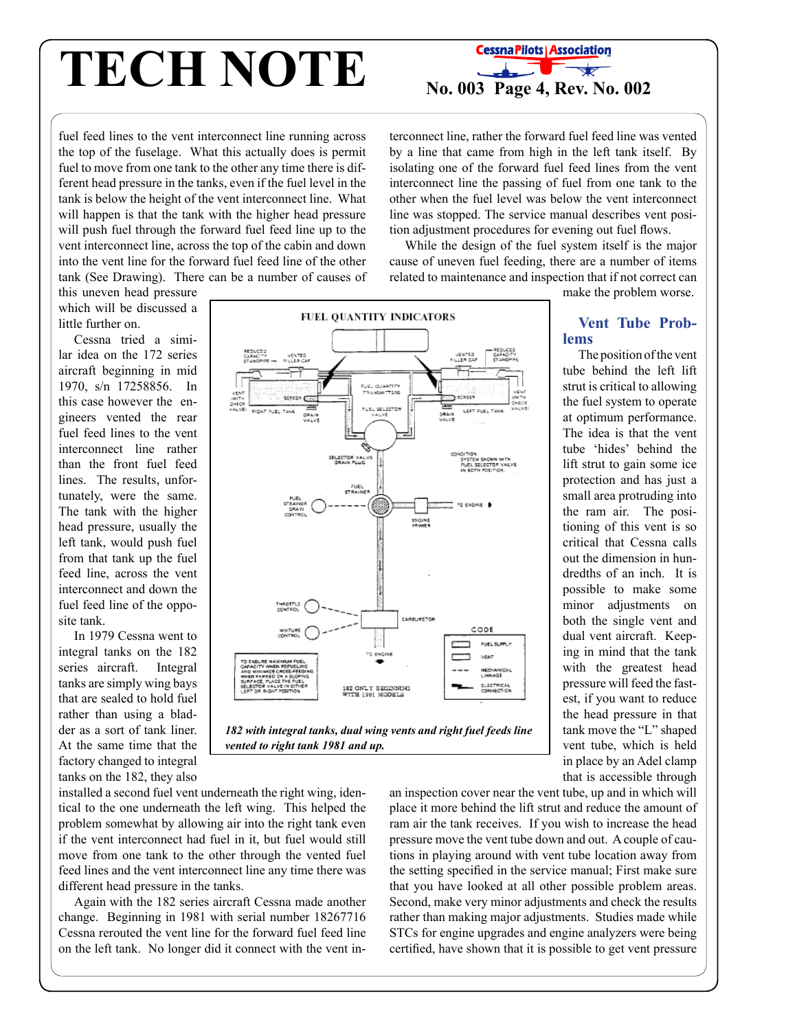fuel feed lines to the vent interconnect line running across the top of the fuselage. What this actually does is permit fuel to move from one tank to the other any time there is different head pressure in the tanks, even if the fuel level in the tank is below the height of the vent interconnect line. What will happen is that the tank with the higher head pressure will push fuel through the forward fuel feed line up to the vent interconnect line, across the top of the cabin and down into the vent line for the forward fuel feed line of the other tank (See Drawing). There can be a number of causes of this uneven head pressure which will be discussed a little further on.

Cessna tried a similar idea on the 172 series aircraft beginning in mid 1970, s/n 17258856. In this case however the engineers vented the rear fuel feed lines to the vent interconnect line rather than the front fuel feed lines. The results, unfortunately, were the same. The tank with the higher head pressure, usually the left tank, would push fuel from that tank up the fuel feed line, across the vent interconnect and down the fuel feed line of the opposite tank.

In 1979 Cessna went to integral tanks on the 182 series aircraft. Integral tanks are simply wing bays that are sealed to hold fuel rather than using a bladder as a sort of tank liner. At the same time that the factory changed to integral tanks on the 182, they also installed a second fuel vent underneath the right wing, identical to the one underneath the left wing. This helped the problem somewhat by allowing air into the right tank even if the vent interconnect had fuel in it, but fuel would still move from one tank to the other through the vented fuel feed lines and the vent interconnect line any time there was different head pressure in the tanks.

Again with the 182 series aircraft Cessna made another change. Beginning in 1981 with serial number 18267716 Cessna rerouted the vent line for the forward fuel feed line on the left tank. No longer did it connect with the vent interconnect line, rather the forward fuel feed line was vented by a line that came from high in the left tank itself. By isolating one of the forward fuel feed lines from the vent interconnect line the passing of fuel from one tank to the other when the fuel level was below the vent interconnect line was stopped. The service manual describes vent position adjustment procedures for evening out fuel flows.

While the design of the fuel system itself is the major cause of uneven fuel feeding, there are a number of items related to maintenance and inspection that if not correct can make the problem worse.

*182 with integral tanks, dual wing vents and right fuel feeds line vented to right tank 1981 and up.*

## Vent Tube Problems

The position of the vent tube behind the left lift strut is critical to allowing the fuel system to operate at optimum performance. The idea is that the vent tube 'hides' behind the lift strut to gain some ice protection and has just a small area protruding into the ram air. The positioning of this vent is so critical that Cessna calls out the dimension in hundredths of an inch. It is possible to make some minor adjustments on both the single vent and dual vent aircraft. Keeping in mind that the tank with the greatest head pressure will feed the fastest, if you want to reduce the head pressure in that tank move the "L" shaped vent tube, which is held in place by an Adel clamp that is accessible through an inspection cover near the vent tube, up and in which will place it more behind the lift strut and reduce the amount of ram air the tank receives. If you wish to increase the head pressure move the vent tube down and out. A couple of cautions in playing around with vent tube location away from the setting specified in the service manual; First make sure that you have looked at all other possible problem areas. Second, make very minor adjustments and check the results rather than making major adjustments. Studies made while STCs for engine upgrades and engine analyzers were being certified, have shown that it is possible to get vent pressure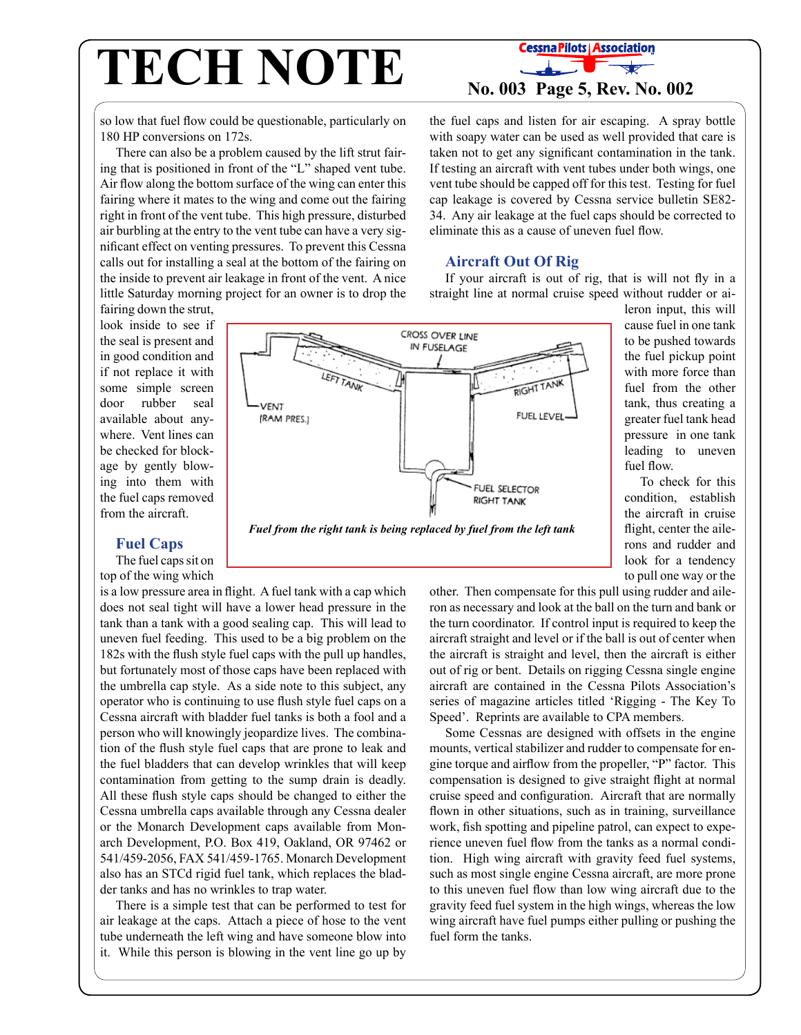so low that fuel flow could be questionable, particularly on 180 HP conversions on 172s.

There can also be a problem caused by the lift strut fairing that is positioned in front of the "L" shaped vent tube. Air flow along the bottom surface of the wing can enter this fairing where it mates to the wing and come out the fairing right in front of the vent tube. This high pressure, disturbed air burbling at the entry to the vent tube can have a very significant effect on venting pressures. To prevent this Cessna calls out for installing a seal at the bottom of the fairing on the inside to prevent air leakage in front of the vent. A nice little Saturday morning project for an owner is to drop the fairing down the strut, look inside to see if the seal is present and in good condition and if not replace it with some simple screen door rubber seal available about anywhere. Vent lines can be checked for blockage by gently blowing into them with the fuel caps removed from the aircraft.

*Fuel from the right tank is being replaced by fuel from the left tank*

## Fuel Caps

The fuel caps sit on top of the wing which is a low pressure area in flight. A fuel tank with a cap which does not seal tight will have a lower head pressure in the tank than a tank with a good sealing cap. This will lead to uneven fuel feeding. This used to be a big problem on the 182s with the flush style fuel caps with the pull up handles, but fortunately most of those caps have been replaced with the umbrella cap style. As a side note to this subject, any operator who is continuing to use flush style fuel caps on a Cessna aircraft with bladder fuel tanks is both a fool and a person who will knowingly jeopardize lives. The combination of the flush style fuel caps that are prone to leak and the fuel bladders that can develop wrinkles that will keep contamination from getting to the sump drain is deadly. All these flush style caps should be changed to either the Cessna umbrella caps available through any Cessna dealer or the Monarch Development caps available from Monarch Development, P.O. Box 419, Oakland, OR 97462 or 541/459-2056, FAX 541/459-1765. Monarch Development also has an STCd rigid fuel tank, which replaces the bladder tanks and has no wrinkles to trap water.

There is a simple test that can be performed to test for air leakage at the caps. Attach a piece of hose to the vent tube underneath the left wing and have someone blow into it. While this person is blowing in the vent line go up by the fuel caps and listen for air escaping. A spray bottle with soapy water can be used as well provided that care is taken not to get any significant contamination in the tank. If testing an aircraft with vent tubes under both wings, one vent tube should be capped off for this test. Testing for fuel cap leakage is covered by Cessna service bulletin SE82-34. Any air leakage at the fuel caps should be corrected to eliminate this as a cause of uneven fuel flow.

## Aircraft Out Of Rig

If your aircraft is out of rig, that is will not fly in a straight line at normal cruise speed without rudder or aileron input, this will cause fuel in one tank to be pushed towards the fuel pickup point with more force than fuel from the other tank, thus creating a greater fuel tank head pressure in one tank leading to uneven fuel flow.

To check for this condition, establish the aircraft in cruise flight, center the ailerons and rudder and look for a tendency to pull one way or the other. Then compensate for this pull using rudder and aileron as necessary and look at the ball on the turn and bank or the turn coordinator. If control input is required to keep the aircraft straight and level or if the ball is out of center when the aircraft is straight and level, then the aircraft is either out of rig or bent. Details on rigging Cessna single engine aircraft are contained in the Cessna Pilots Association's series of magazine articles titled 'Rigging - The Key To Speed'. Reprints are available to CPA members.

Some Cessnas are designed with offsets in the engine mounts, vertical stabilizer and rudder to compensate for engine torque and airflow from the propeller, "P" factor. This compensation is designed to give straight flight at normal cruise speed and configuration. Aircraft that are normally flown in other situations, such as in training, surveillance work, fish spotting and pipeline patrol, can expect to experience uneven fuel flow from the tanks as a normal condition. High wing aircraft with gravity feed fuel systems, such as most single engine Cessna aircraft, are more prone to this uneven fuel flow than low wing aircraft due to the gravity feed fuel system in the high wings, whereas the low wing aircraft have fuel pumps either pulling or pushing the fuel form the tanks.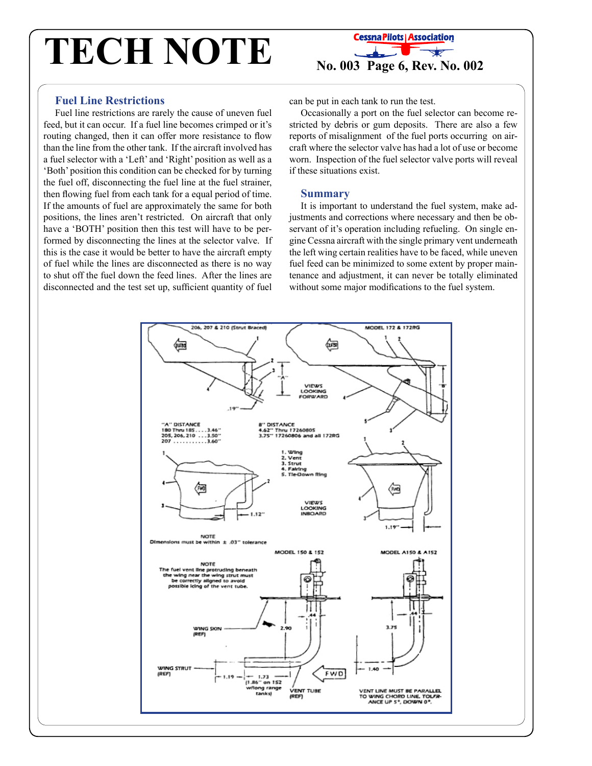## Fuel Line Restrictions

Fuel line restrictions are rarely the cause of uneven fuel feed, but it can occur. If a fuel line becomes crimped or it's routing changed, then it can offer more resistance to flow than the other tank. If the aircraft involved has a fuel selector with a 'Left' and 'Right' position as well as a 'Both' position this condition can be checked for by turning the fuel off, disconnecting the fuel line at the fuel strainer, then flowing fuel from each tank for a equal period of time. If the amounts of fuel are approximately the same for both positions, the lines aren't restricted. On aircraft that only have a 'BOTH' position then this test will have to be performed by disconnecting the lines at the selector valve. If this is the case it would be better to have the aircraft empty of fuel while the lines are disconnected as there is no way to shut off the fuel down the feed lines. After the lines are disconnected and the test set up, sufficient quantity of fuel can be put in each tank to run the test.

Occasionally a port on the fuel selector can become restricted by debris or gum deposits. There are also a few reports of misalignment of the fuel ports occurring on aircraft where the selector valve has had a lot of use or become worn. Inspection of the fuel selector valve ports will reveal if these situations exist.

## Summary

It is important to understand the fuel system, make adjustments and corrections where necessary and then be observant of it's operation including refueling. On single engine Cessna aircraft with the single primary vent underneath the left wing certain realities have to be faced, while uneven fuel feed can be minimized to some extent by proper maintenance and adjustment, it can never be totally eliminated without some major modifications to the fuel system.

206, 207 & 210 (Strut Braced)

MODEL 172 & 172RG

VIEWS LOOKING FORWARD

"A" DISTANCE
180 Thru 185 . . . . 3.46"
205, 206, 210 . . . 3.50"
207 . . . . . . . . . . . 3.60"

"B" DISTANCE
4.62" Thru 17260805
3.75" 17260806 and all 172RG

1. Wing
2. Vent
3. Strut
4. Fairing
5. Tie-Down Ring

VIEWS LOOKING INBOARD

NOTE
Dimensions must be within ± .03" tolerance

MODEL 150 & 152

MODEL A150 & A152

NOTE
The fuel vent line protruding beneath the wing near the wing strut must be correctly aligned to avoid possible icing of the vent tube.

WING SKIN (REF)

WING STRUT (REF)

1.19 — 1.73 (1.86" on 152 w/long range tanks)

VENT TUBE (REF)

VENT LINE MUST BE PARALLEL TO WING CHORD LINE. TOLERANCE UP 5°, DOWN 0°.